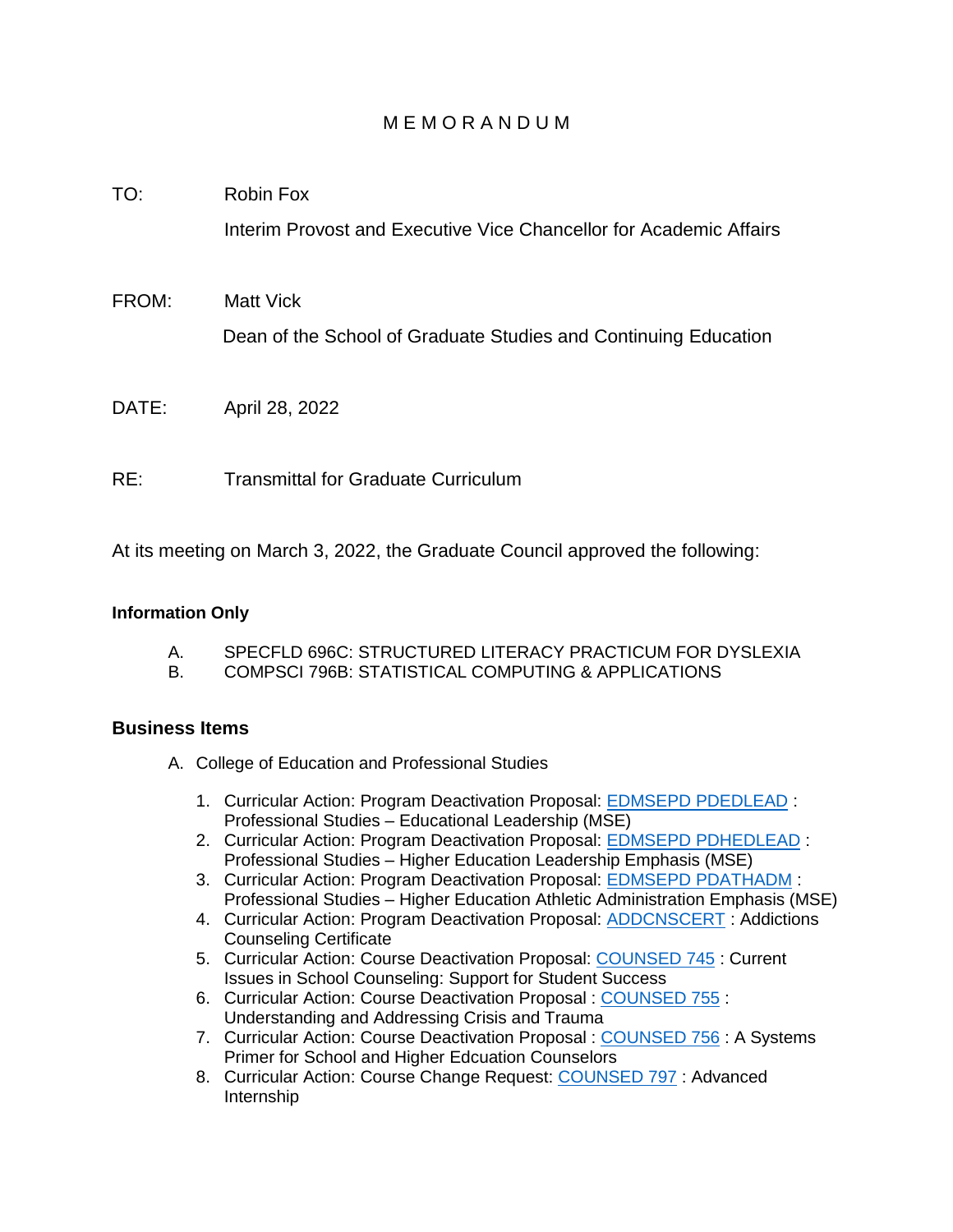# MEMORANDUM

TO: Robin Fox
Interim Provost and Executive Vice Chancellor for Academic Affairs

FROM: Matt Vick
Dean of the School of Graduate Studies and Continuing Education

DATE: April 28, 2022

RE: Transmittal for Graduate Curriculum

At its meeting on March 3, 2022, the Graduate Council approved the following:

**Information Only**

A. SPECFLD 696C: STRUCTURED LITERACY PRACTICUM FOR DYSLEXIA
B. COMPSCI 796B: STATISTICAL COMPUTING & APPLICATIONS

## Business Items

A. College of Education and Professional Studies

1. Curricular Action: Program Deactivation Proposal: EDMSEPD PDEDLEAD : Professional Studies – Educational Leadership (MSE)
2. Curricular Action: Program Deactivation Proposal: EDMSEPD PDHEDLEAD : Professional Studies – Higher Education Leadership Emphasis (MSE)
3. Curricular Action: Program Deactivation Proposal: EDMSEPD PDATHADM : Professional Studies – Higher Education Athletic Administration Emphasis (MSE)
4. Curricular Action: Program Deactivation Proposal: ADDCNSCERT : Addictions Counseling Certificate
5. Curricular Action: Course Deactivation Proposal: COUNSED 745 : Current Issues in School Counseling: Support for Student Success
6. Curricular Action: Course Deactivation Proposal : COUNSED 755 : Understanding and Addressing Crisis and Trauma
7. Curricular Action: Course Deactivation Proposal : COUNSED 756 : A Systems Primer for School and Higher Edcuation Counselors
8. Curricular Action: Course Change Request: COUNSED 797 : Advanced Internship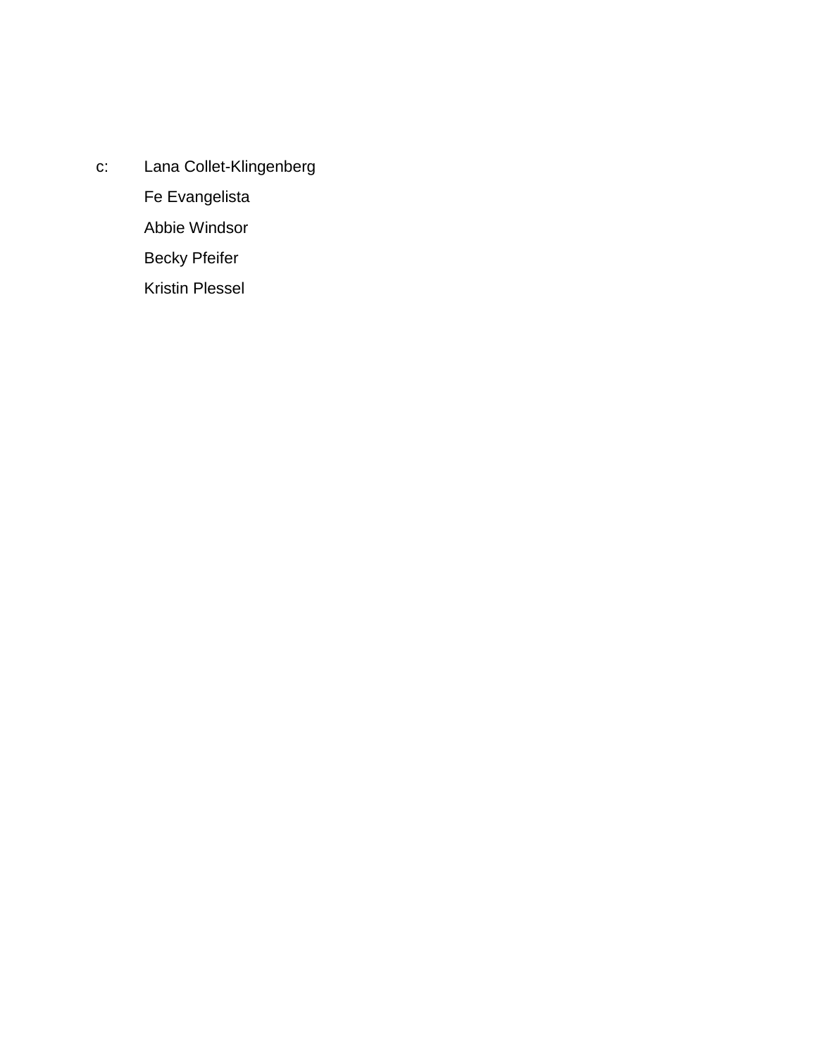c: Lana Collet-Klingenberg
Fe Evangelista
Abbie Windsor
Becky Pfeifer
Kristin Plessel